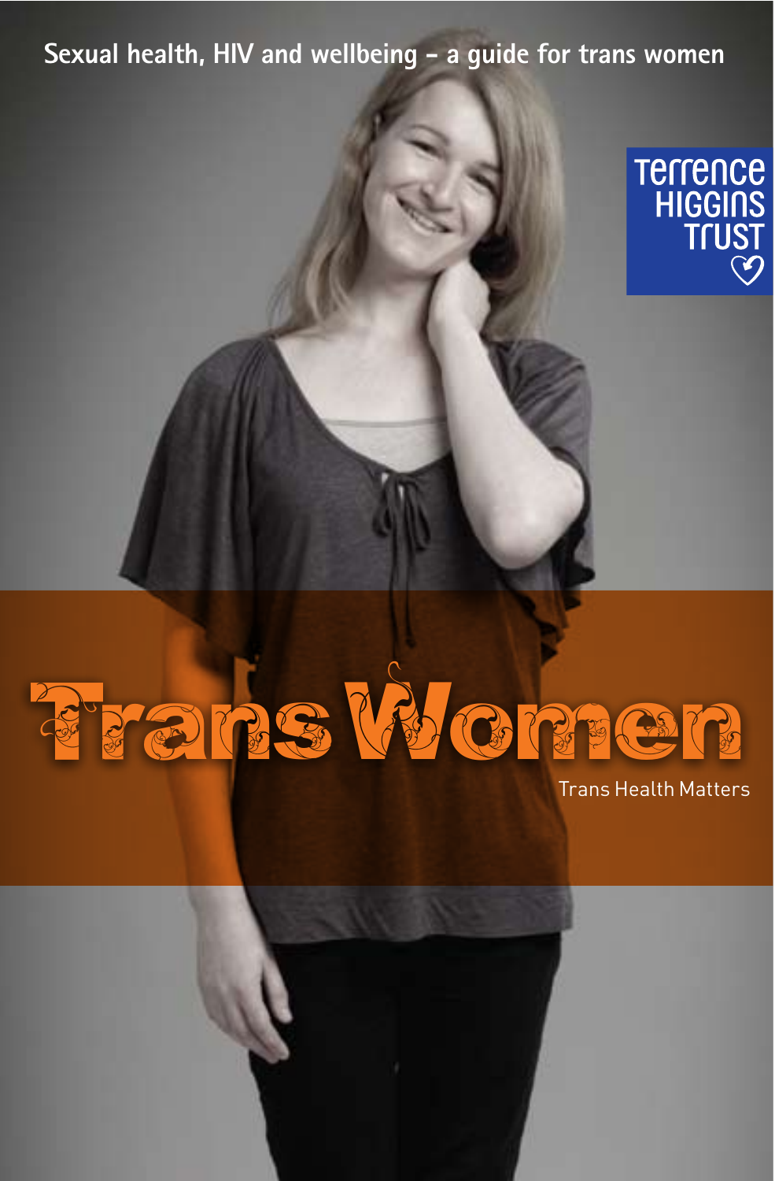Sexual health, HIV and wellbeing – a guide for trans women

Terrence Higgins Trust

# Trans Women

Trans Health Matters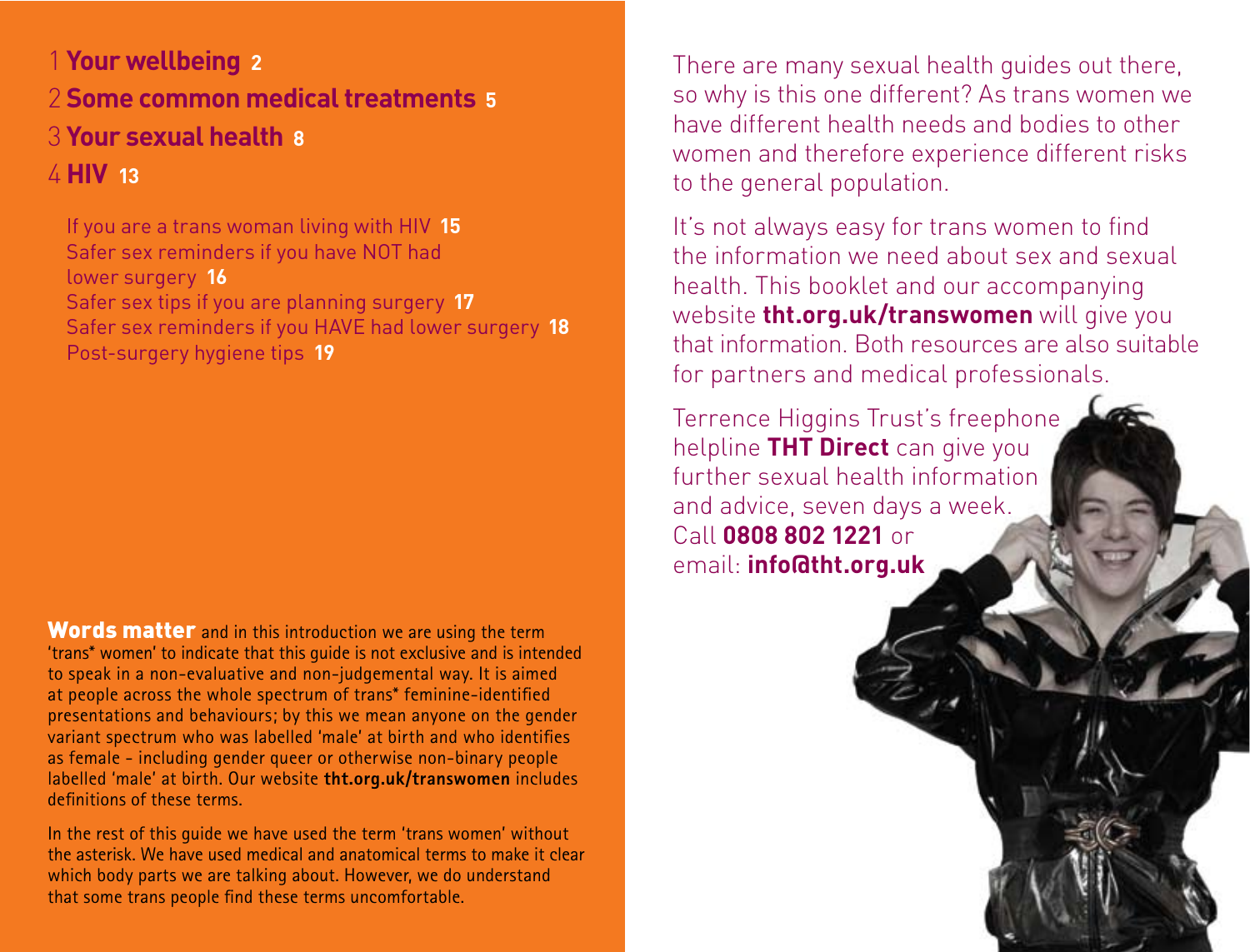1 **Your wellbeing** 2

2 **Some common medical treatments** 5

3 **Your sexual health** 8

4 **HIV** 13

- If you are a trans woman living with HIV 15
- Safer sex reminders if you have NOT had lower surgery 16
- Safer sex tips if you are planning surgery 17
- Safer sex reminders if you HAVE had lower surgery 18
- Post-surgery hygiene tips 19

**Words matter** and in this introduction we are using the term 'trans* women' to indicate that this guide is not exclusive and is intended to speak in a non-evaluative and non-judgemental way. It is aimed at people across the whole spectrum of trans* feminine-identified presentations and behaviours; by this we mean anyone on the gender variant spectrum who was labelled 'male' at birth and who identifies as female - including gender queer or otherwise non-binary people labelled 'male' at birth. Our website **tht.org.uk/transwomen** includes definitions of these terms.

In the rest of this guide we have used the term 'trans women' without the asterisk. We have used medical and anatomical terms to make it clear which body parts we are talking about. However, we do understand that some trans people find these terms uncomfortable.

There are many sexual health guides out there, so why is this one different? As trans women we have different health needs and bodies to other women and therefore experience different risks to the general population.

It's not always easy for trans women to find the information we need about sex and sexual health. This booklet and our accompanying website **tht.org.uk/transwomen** will give you that information. Both resources are also suitable for partners and medical professionals.

Terrence Higgins Trust's freephone helpline **THT Direct** can give you further sexual health information and advice, seven days a week. Call **0808 802 1221** or email: **info@tht.org.uk**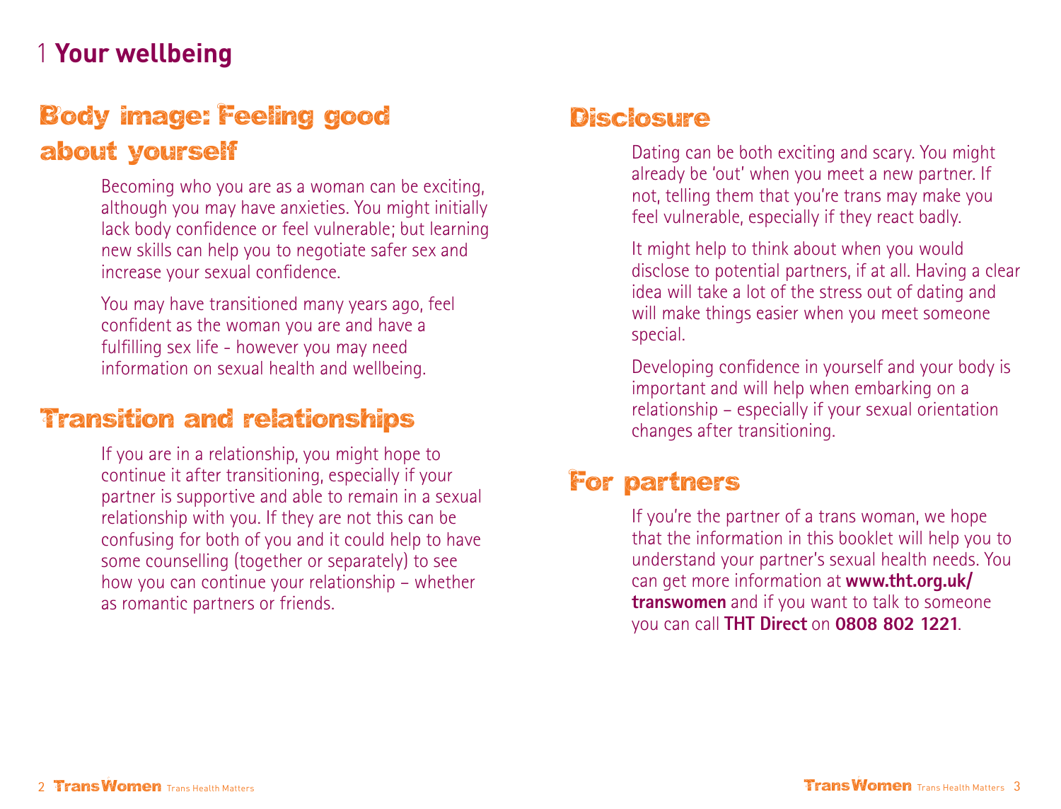# 1 Your wellbeing

## Body image: Feeling good about yourself

Becoming who you are as a woman can be exciting, although you may have anxieties. You might initially lack body confidence or feel vulnerable; but learning new skills can help you to negotiate safer sex and increase your sexual confidence.

You may have transitioned many years ago, feel confident as the woman you are and have a fulfilling sex life - however you may need information on sexual health and wellbeing.

## Transition and relationships

If you are in a relationship, you might hope to continue it after transitioning, especially if your partner is supportive and able to remain in a sexual relationship with you. If they are not this can be confusing for both of you and it could help to have some counselling (together or separately) to see how you can continue your relationship – whether as romantic partners or friends.

## Disclosure

Dating can be both exciting and scary. You might already be 'out' when you meet a new partner. If not, telling them that you're trans may make you feel vulnerable, especially if they react badly.

It might help to think about when you would disclose to potential partners, if at all. Having a clear idea will take a lot of the stress out of dating and will make things easier when you meet someone special.

Developing confidence in yourself and your body is important and will help when embarking on a relationship – especially if your sexual orientation changes after transitioning.

## For partners

If you're the partner of a trans woman, we hope that the information in this booklet will help you to understand your partner's sexual health needs. You can get more information at **www.tht.org.uk/transwomen** and if you want to talk to someone you can call **THT Direct** on **0808 802 1221**.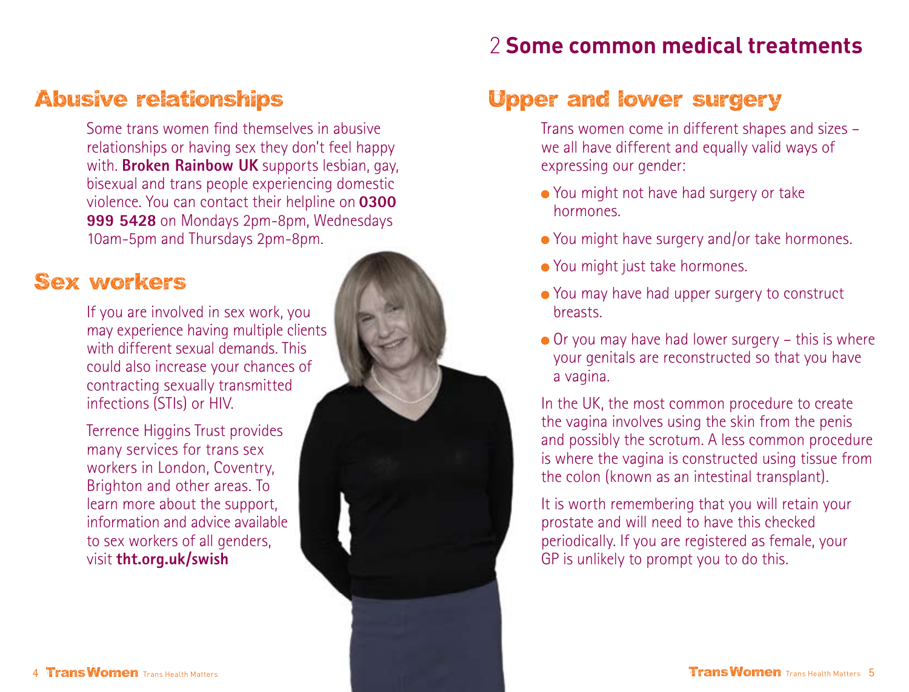## Abusive relationships

Some trans women find themselves in abusive relationships or having sex they don't feel happy with. **Broken Rainbow UK** supports lesbian, gay, bisexual and trans people experiencing domestic violence. You can contact their helpline on **0300 999 5428** on Mondays 2pm-8pm, Wednesdays 10am-5pm and Thursdays 2pm-8pm.

## Sex workers

If you are involved in sex work, you may experience having multiple clients with different sexual demands. This could also increase your chances of contracting sexually transmitted infections (STIs) or HIV.

Terrence Higgins Trust provides many services for trans sex workers in London, Coventry, Brighton and other areas. To learn more about the support, information and advice available to sex workers of all genders, visit **tht.org.uk/swish**

# 2 Some common medical treatments

## Upper and lower surgery

Trans women come in different shapes and sizes – we all have different and equally valid ways of expressing our gender:

- You might not have had surgery or take hormones.
- You might have surgery and/or take hormones.
- You might just take hormones.
- You may have had upper surgery to construct breasts.
- Or you may have had lower surgery – this is where your genitals are reconstructed so that you have a vagina.

In the UK, the most common procedure to create the vagina involves using the skin from the penis and possibly the scrotum. A less common procedure is where the vagina is constructed using tissue from the colon (known as an intestinal transplant).

It is worth remembering that you will retain your prostate and will need to have this checked periodically. If you are registered as female, your GP is unlikely to prompt you to do this.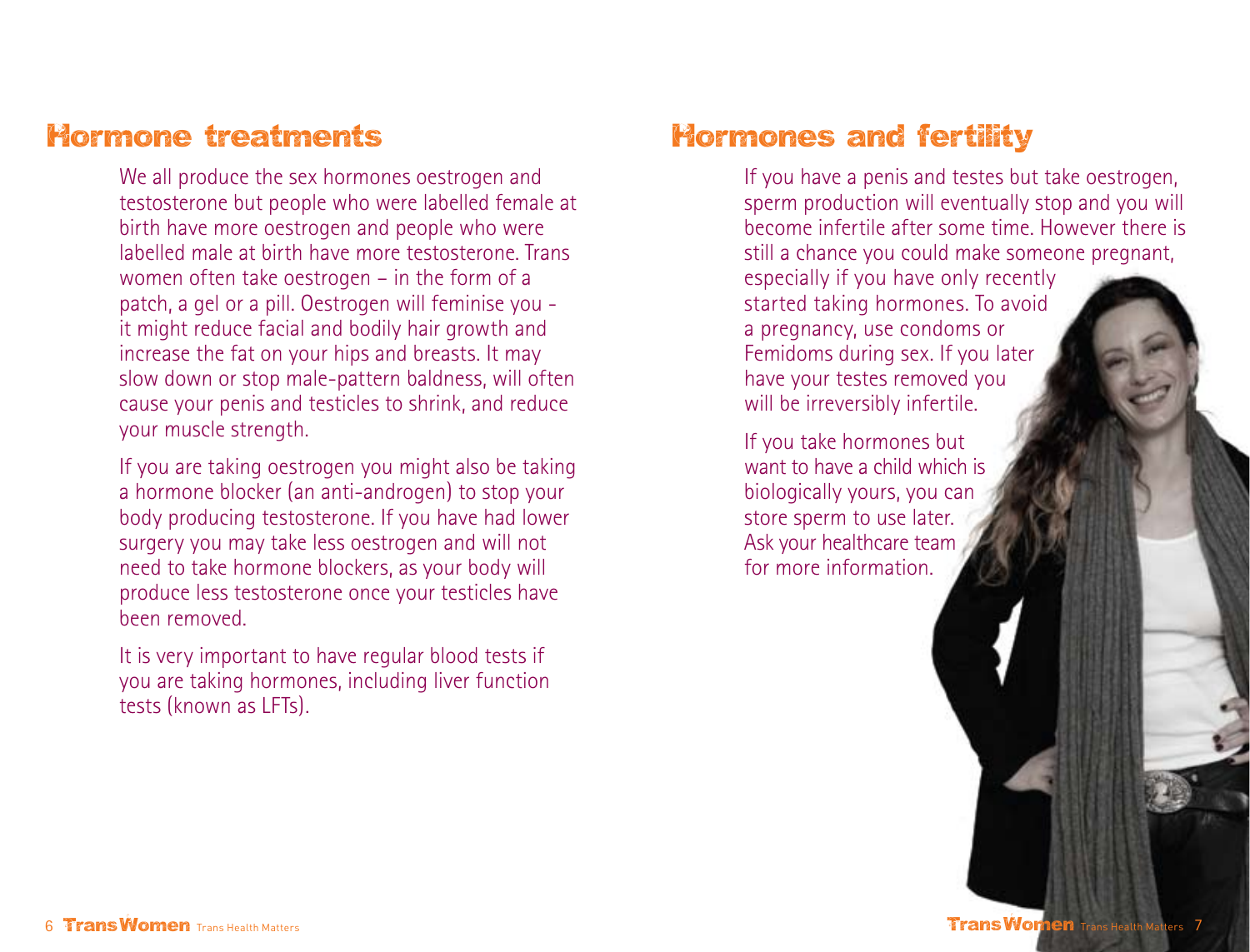## Hormone treatments

We all produce the sex hormones oestrogen and testosterone but people who were labelled female at birth have more oestrogen and people who were labelled male at birth have more testosterone. Trans women often take oestrogen – in the form of a patch, a gel or a pill. Oestrogen will feminise you - it might reduce facial and bodily hair growth and increase the fat on your hips and breasts. It may slow down or stop male-pattern baldness, will often cause your penis and testicles to shrink, and reduce your muscle strength.

If you are taking oestrogen you might also be taking a hormone blocker (an anti-androgen) to stop your body producing testosterone. If you have had lower surgery you may take less oestrogen and will not need to take hormone blockers, as your body will produce less testosterone once your testicles have been removed.

It is very important to have regular blood tests if you are taking hormones, including liver function tests (known as LFTs).

## Hormones and fertility

If you have a penis and testes but take oestrogen, sperm production will eventually stop and you will become infertile after some time. However there is still a chance you could make someone pregnant, especially if you have only recently started taking hormones. To avoid a pregnancy, use condoms or Femidoms during sex. If you later have your testes removed you will be irreversibly infertile.

If you take hormones but want to have a child which is biologically yours, you can store sperm to use later. Ask your healthcare team for more information.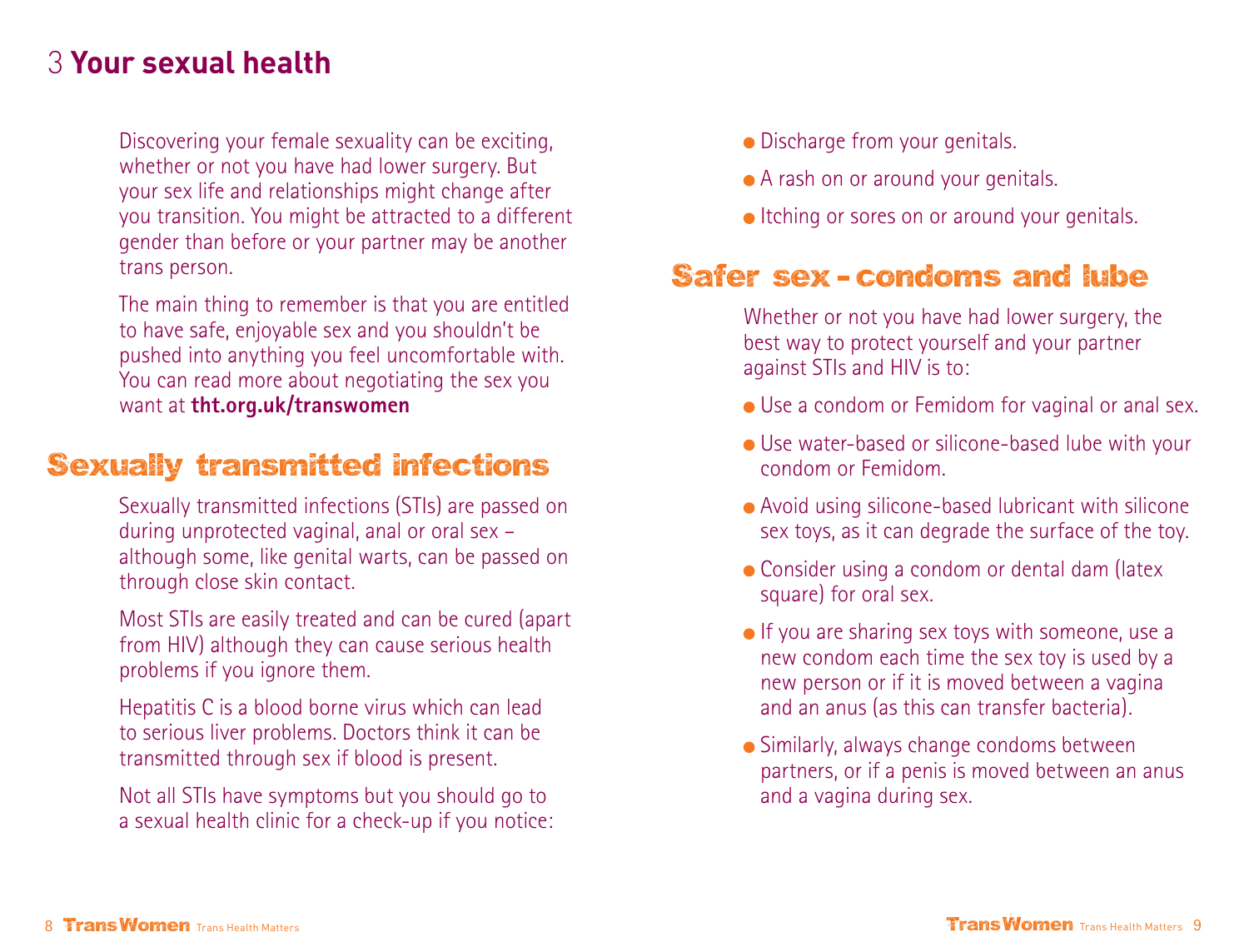# 3 Your sexual health

Discovering your female sexuality can be exciting, whether or not you have had lower surgery. But your sex life and relationships might change after you transition. You might be attracted to a different gender than before or your partner may be another trans person.

The main thing to remember is that you are entitled to have safe, enjoyable sex and you shouldn't be pushed into anything you feel uncomfortable with. You can read more about negotiating the sex you want at **tht.org.uk/transwomen**

## Sexually transmitted infections

Sexually transmitted infections (STIs) are passed on during unprotected vaginal, anal or oral sex – although some, like genital warts, can be passed on through close skin contact.

Most STIs are easily treated and can be cured (apart from HIV) although they can cause serious health problems if you ignore them.

Hepatitis C is a blood borne virus which can lead to serious liver problems. Doctors think it can be transmitted through sex if blood is present.

Not all STIs have symptoms but you should go to a sexual health clinic for a check-up if you notice:

- Discharge from your genitals.
- A rash on or around your genitals.
- Itching or sores on or around your genitals.

## Safer sex - condoms and lube

Whether or not you have had lower surgery, the best way to protect yourself and your partner against STIs and HIV is to:

- Use a condom or Femidom for vaginal or anal sex.
- Use water-based or silicone-based lube with your condom or Femidom.
- Avoid using silicone-based lubricant with silicone sex toys, as it can degrade the surface of the toy.
- Consider using a condom or dental dam (latex square) for oral sex.
- If you are sharing sex toys with someone, use a new condom each time the sex toy is used by a new person or if it is moved between a vagina and an anus (as this can transfer bacteria).
- Similarly, always change condoms between partners, or if a penis is moved between an anus and a vagina during sex.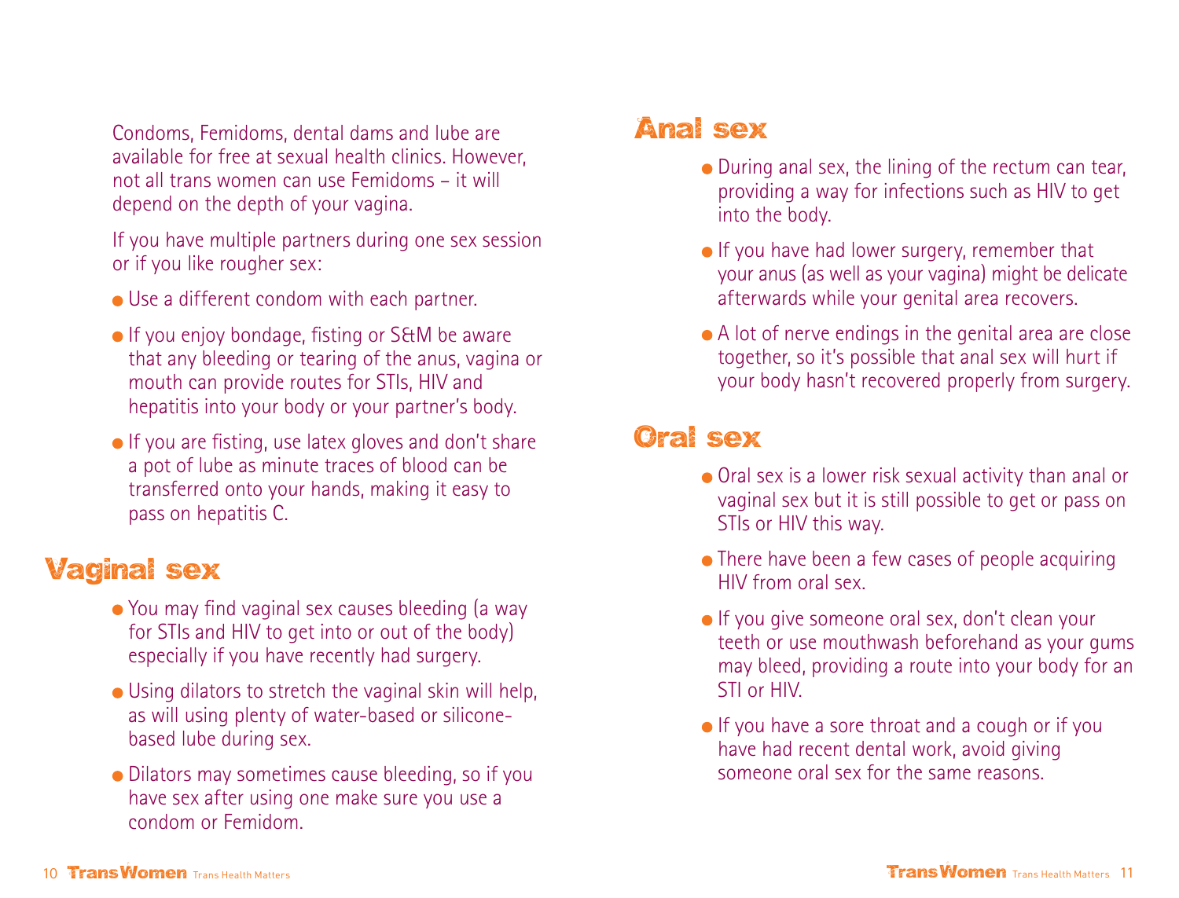Condoms, Femidoms, dental dams and lube are available for free at sexual health clinics. However, not all trans women can use Femidoms – it will depend on the depth of your vagina.

If you have multiple partners during one sex session or if you like rougher sex:

- Use a different condom with each partner.
- If you enjoy bondage, fisting or S&M be aware that any bleeding or tearing of the anus, vagina or mouth can provide routes for STIs, HIV and hepatitis into your body or your partner's body.
- If you are fisting, use latex gloves and don't share a pot of lube as minute traces of blood can be transferred onto your hands, making it easy to pass on hepatitis C.

## Vaginal sex

- You may find vaginal sex causes bleeding (a way for STIs and HIV to get into or out of the body) especially if you have recently had surgery.
- Using dilators to stretch the vaginal skin will help, as will using plenty of water-based or silicone-based lube during sex.
- Dilators may sometimes cause bleeding, so if you have sex after using one make sure you use a condom or Femidom.

## Anal sex

- During anal sex, the lining of the rectum can tear, providing a way for infections such as HIV to get into the body.
- If you have had lower surgery, remember that your anus (as well as your vagina) might be delicate afterwards while your genital area recovers.
- A lot of nerve endings in the genital area are close together, so it's possible that anal sex will hurt if your body hasn't recovered properly from surgery.

## Oral sex

- Oral sex is a lower risk sexual activity than anal or vaginal sex but it is still possible to get or pass on STIs or HIV this way.
- There have been a few cases of people acquiring HIV from oral sex.
- If you give someone oral sex, don't clean your teeth or use mouthwash beforehand as your gums may bleed, providing a route into your body for an STI or HIV.
- If you have a sore throat and a cough or if you have had recent dental work, avoid giving someone oral sex for the same reasons.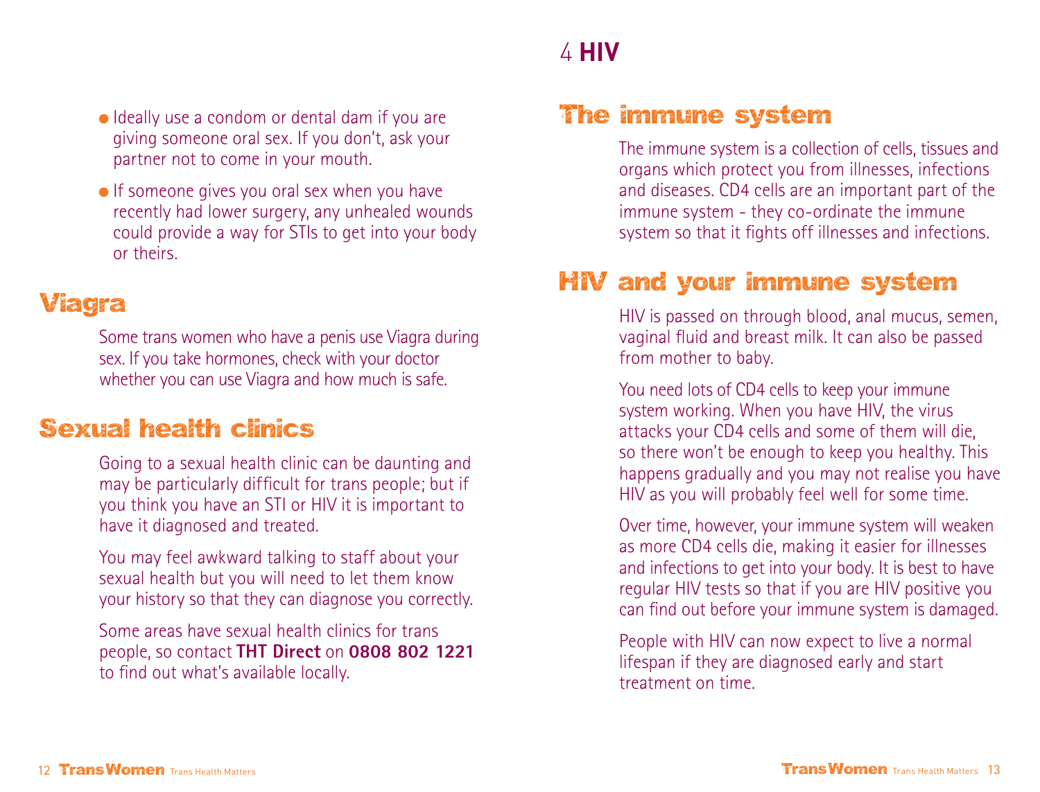- Ideally use a condom or dental dam if you are giving someone oral sex. If you don't, ask your partner not to come in your mouth.
- If someone gives you oral sex when you have recently had lower surgery, any unhealed wounds could provide a way for STIs to get into your body or theirs.

## Viagra

Some trans women who have a penis use Viagra during sex. If you take hormones, check with your doctor whether you can use Viagra and how much is safe.

## Sexual health clinics

Going to a sexual health clinic can be daunting and may be particularly difficult for trans people; but if you think you have an STI or HIV it is important to have it diagnosed and treated.

You may feel awkward talking to staff about your sexual health but you will need to let them know your history so that they can diagnose you correctly.

Some areas have sexual health clinics for trans people, so contact **THT Direct** on **0808 802 1221** to find out what's available locally.

# 4 HIV

## The immune system

The immune system is a collection of cells, tissues and organs which protect you from illnesses, infections and diseases. CD4 cells are an important part of the immune system - they co-ordinate the immune system so that it fights off illnesses and infections.

## HIV and your immune system

HIV is passed on through blood, anal mucus, semen, vaginal fluid and breast milk. It can also be passed from mother to baby.

You need lots of CD4 cells to keep your immune system working. When you have HIV, the virus attacks your CD4 cells and some of them will die, so there won't be enough to keep you healthy. This happens gradually and you may not realise you have HIV as you will probably feel well for some time.

Over time, however, your immune system will weaken as more CD4 cells die, making it easier for illnesses and infections to get into your body. It is best to have regular HIV tests so that if you are HIV positive you can find out before your immune system is damaged.

People with HIV can now expect to live a normal lifespan if they are diagnosed early and start treatment on time.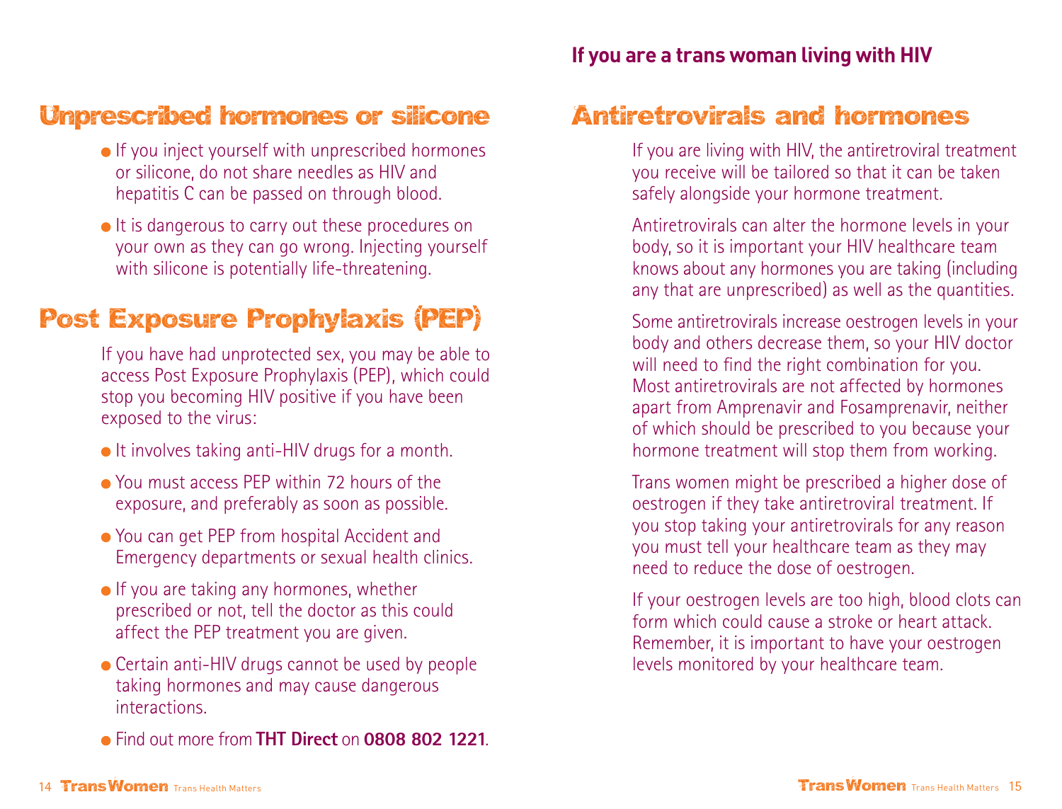## Unprescribed hormones or silicone

- If you inject yourself with unprescribed hormones or silicone, do not share needles as HIV and hepatitis C can be passed on through blood.
- It is dangerous to carry out these procedures on your own as they can go wrong. Injecting yourself with silicone is potentially life-threatening.

## Post Exposure Prophylaxis (PEP)

If you have had unprotected sex, you may be able to access Post Exposure Prophylaxis (PEP), which could stop you becoming HIV positive if you have been exposed to the virus:

- It involves taking anti-HIV drugs for a month.
- You must access PEP within 72 hours of the exposure, and preferably as soon as possible.
- You can get PEP from hospital Accident and Emergency departments or sexual health clinics.
- If you are taking any hormones, whether prescribed or not, tell the doctor as this could affect the PEP treatment you are given.
- Certain anti-HIV drugs cannot be used by people taking hormones and may cause dangerous interactions.
- Find out more from **THT Direct** on **0808 802 1221**.

**If you are a trans woman living with HIV**

## Antiretrovirals and hormones

If you are living with HIV, the antiretroviral treatment you receive will be tailored so that it can be taken safely alongside your hormone treatment.

Antiretrovirals can alter the hormone levels in your body, so it is important your HIV healthcare team knows about any hormones you are taking (including any that are unprescribed) as well as the quantities.

Some antiretrovirals increase oestrogen levels in your body and others decrease them, so your HIV doctor will need to find the right combination for you. Most antiretrovirals are not affected by hormones apart from Amprenavir and Fosamprenavir, neither of which should be prescribed to you because your hormone treatment will stop them from working.

Trans women might be prescribed a higher dose of oestrogen if they take antiretroviral treatment. If you stop taking your antiretrovirals for any reason you must tell your healthcare team as they may need to reduce the dose of oestrogen.

If your oestrogen levels are too high, blood clots can form which could cause a stroke or heart attack. Remember, it is important to have your oestrogen levels monitored by your healthcare team.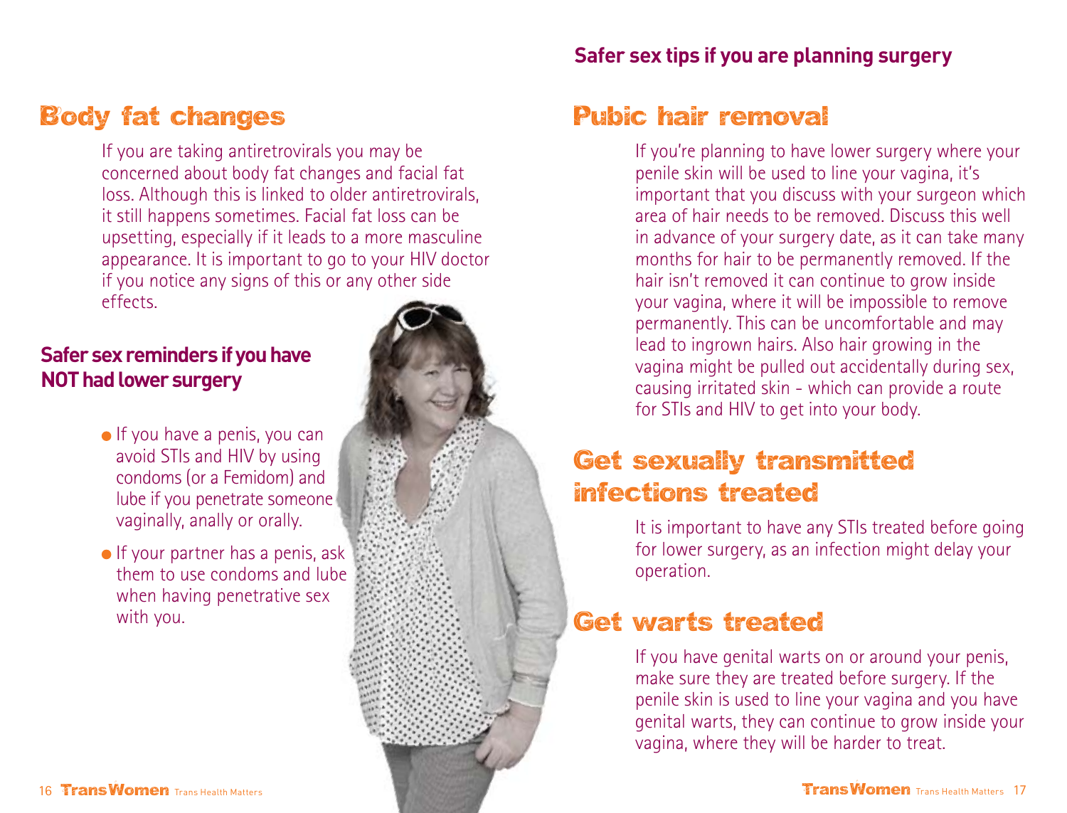## Body fat changes

If you are taking antiretrovirals you may be concerned about body fat changes and facial fat loss. Although this is linked to older antiretrovirals, it still happens sometimes. Facial fat loss can be upsetting, especially if it leads to a more masculine appearance. It is important to go to your HIV doctor if you notice any signs of this or any other side effects.

### Safer sex reminders if you have NOT had lower surgery

- If you have a penis, you can avoid STIs and HIV by using condoms (or a Femidom) and lube if you penetrate someone vaginally, anally or orally.
- If your partner has a penis, ask them to use condoms and lube when having penetrative sex with you.

### Safer sex tips if you are planning surgery

## Pubic hair removal

If you're planning to have lower surgery where your penile skin will be used to line your vagina, it's important that you discuss with your surgeon which area of hair needs to be removed. Discuss this well in advance of your surgery date, as it can take many months for hair to be permanently removed. If the hair isn't removed it can continue to grow inside your vagina, where it will be impossible to remove permanently. This can be uncomfortable and may lead to ingrown hairs. Also hair growing in the vagina might be pulled out accidentally during sex, causing irritated skin - which can provide a route for STIs and HIV to get into your body.

## Get sexually transmitted infections treated

It is important to have any STIs treated before going for lower surgery, as an infection might delay your operation.

## Get warts treated

If you have genital warts on or around your penis, make sure they are treated before surgery. If the penile skin is used to line your vagina and you have genital warts, they can continue to grow inside your vagina, where they will be harder to treat.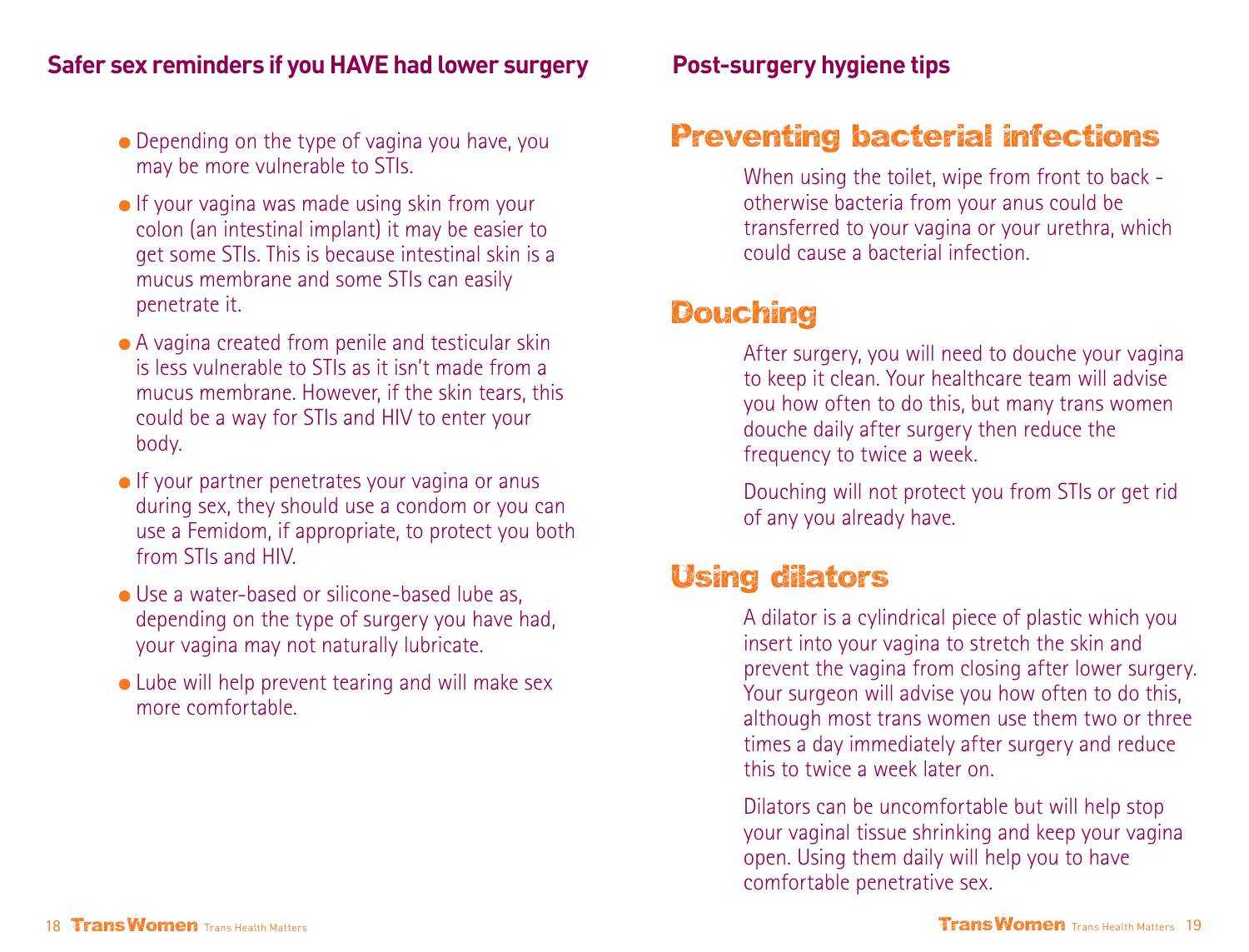## Safer sex reminders if you HAVE had lower surgery

- Depending on the type of vagina you have, you may be more vulnerable to STIs.
- If your vagina was made using skin from your colon (an intestinal implant) it may be easier to get some STIs. This is because intestinal skin is a mucus membrane and some STIs can easily penetrate it.
- A vagina created from penile and testicular skin is less vulnerable to STIs as it isn't made from a mucus membrane. However, if the skin tears, this could be a way for STIs and HIV to enter your body.
- If your partner penetrates your vagina or anus during sex, they should use a condom or you can use a Femidom, if appropriate, to protect you both from STIs and HIV.
- Use a water-based or silicone-based lube as, depending on the type of surgery you have had, your vagina may not naturally lubricate.
- Lube will help prevent tearing and will make sex more comfortable.

## Post-surgery hygiene tips

### Preventing bacterial infections

When using the toilet, wipe from front to back - otherwise bacteria from your anus could be transferred to your vagina or your urethra, which could cause a bacterial infection.

### Douching

After surgery, you will need to douche your vagina to keep it clean. Your healthcare team will advise you how often to do this, but many trans women douche daily after surgery then reduce the frequency to twice a week.

Douching will not protect you from STIs or get rid of any you already have.

### Using dilators

A dilator is a cylindrical piece of plastic which you insert into your vagina to stretch the skin and prevent the vagina from closing after lower surgery. Your surgeon will advise you how often to do this, although most trans women use them two or three times a day immediately after surgery and reduce this to twice a week later on.

Dilators can be uncomfortable but will help stop your vaginal tissue shrinking and keep your vagina open. Using them daily will help you to have comfortable penetrative sex.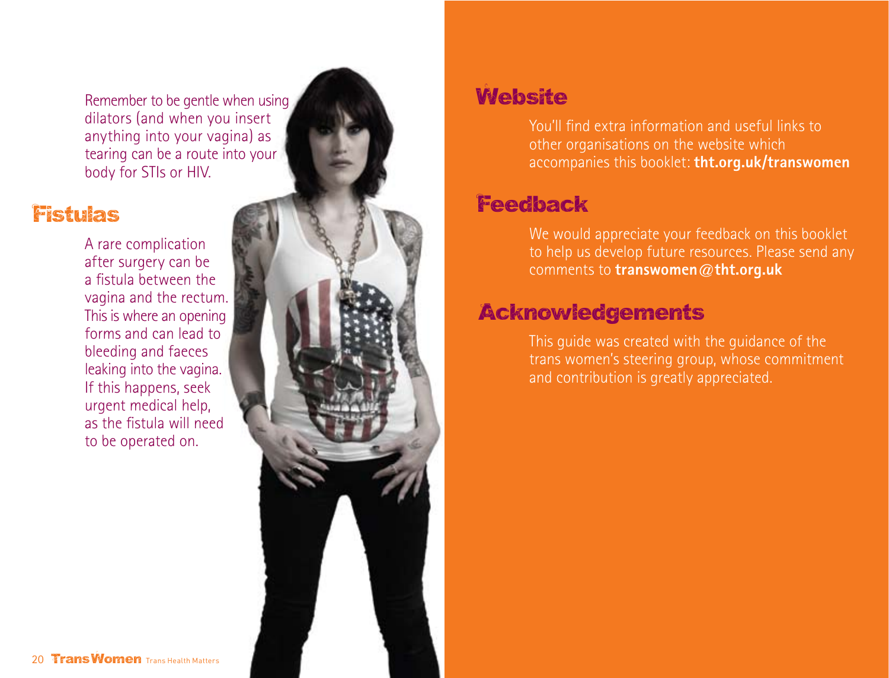Remember to be gentle when using dilators (and when you insert anything into your vagina) as tearing can be a route into your body for STIs or HIV.

## Fistulas

A rare complication after surgery can be a fistula between the vagina and the rectum. This is where an opening forms and can lead to bleeding and faeces leaking into the vagina. If this happens, seek urgent medical help, as the fistula will need to be operated on.

## Website

You'll find extra information and useful links to other organisations on the website which accompanies this booklet: **tht.org.uk/transwomen**

## Feedback

We would appreciate your feedback on this booklet to help us develop future resources. Please send any comments to **transwomen@tht.org.uk**

## Acknowledgements

This guide was created with the guidance of the trans women's steering group, whose commitment and contribution is greatly appreciated.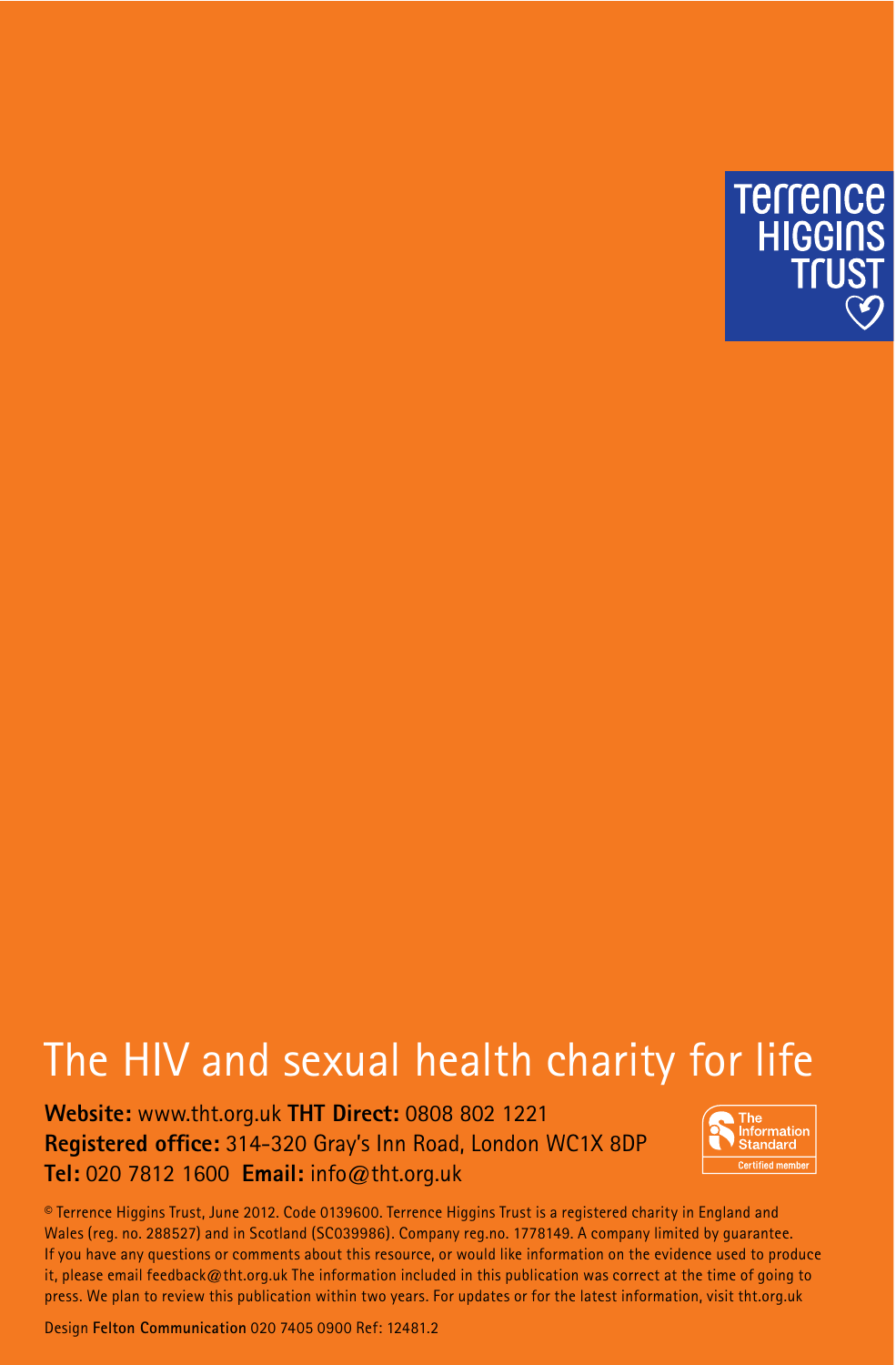Terrence Higgins Trust

# The HIV and sexual health charity for life

**Website:** www.tht.org.uk **THT Direct:** 0808 802 1221
**Registered office:** 314-320 Gray's Inn Road, London WC1X 8DP
**Tel:** 020 7812 1600 **Email:** info@tht.org.uk

The Information Standard Certified member

© Terrence Higgins Trust, June 2012. Code 0139600. Terrence Higgins Trust is a registered charity in England and Wales (reg. no. 288527) and in Scotland (SC039986). Company reg.no. 1778149. A company limited by guarantee. If you have any questions or comments about this resource, or would like information on the evidence used to produce it, please email feedback@tht.org.uk The information included in this publication was correct at the time of going to press. We plan to review this publication within two years. For updates or for the latest information, visit tht.org.uk

Design **Felton Communication** 020 7405 0900 Ref: 12481.2